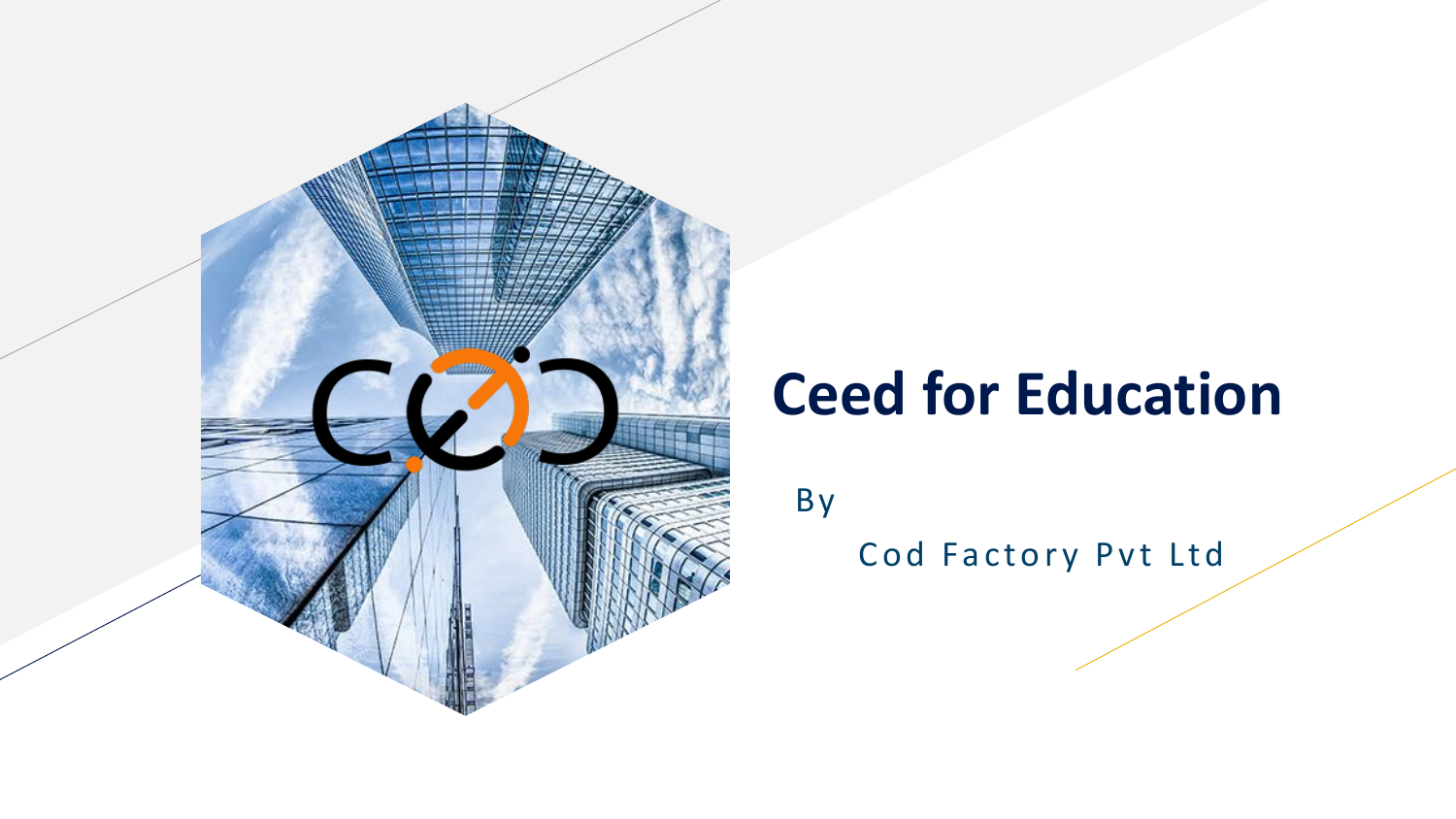# Ceed for Education

By

Cod Factory Pvt Ltd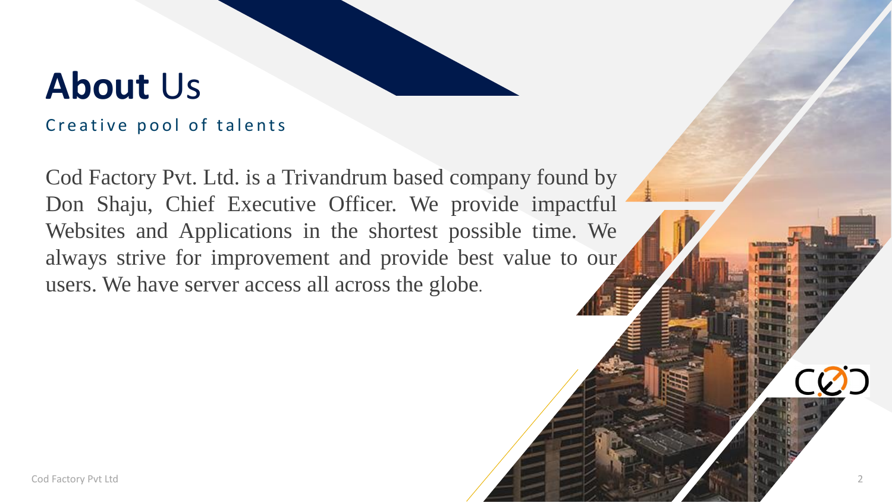# **About** Us

Creative pool of talents

Cod Factory Pvt. Ltd. is a Trivandrum based company found by Don Shaju, Chief Executive Officer. We provide impactful Websites and Applications in the shortest possible time. We always strive for improvement and provide best value to our users. We have server access all across the globe.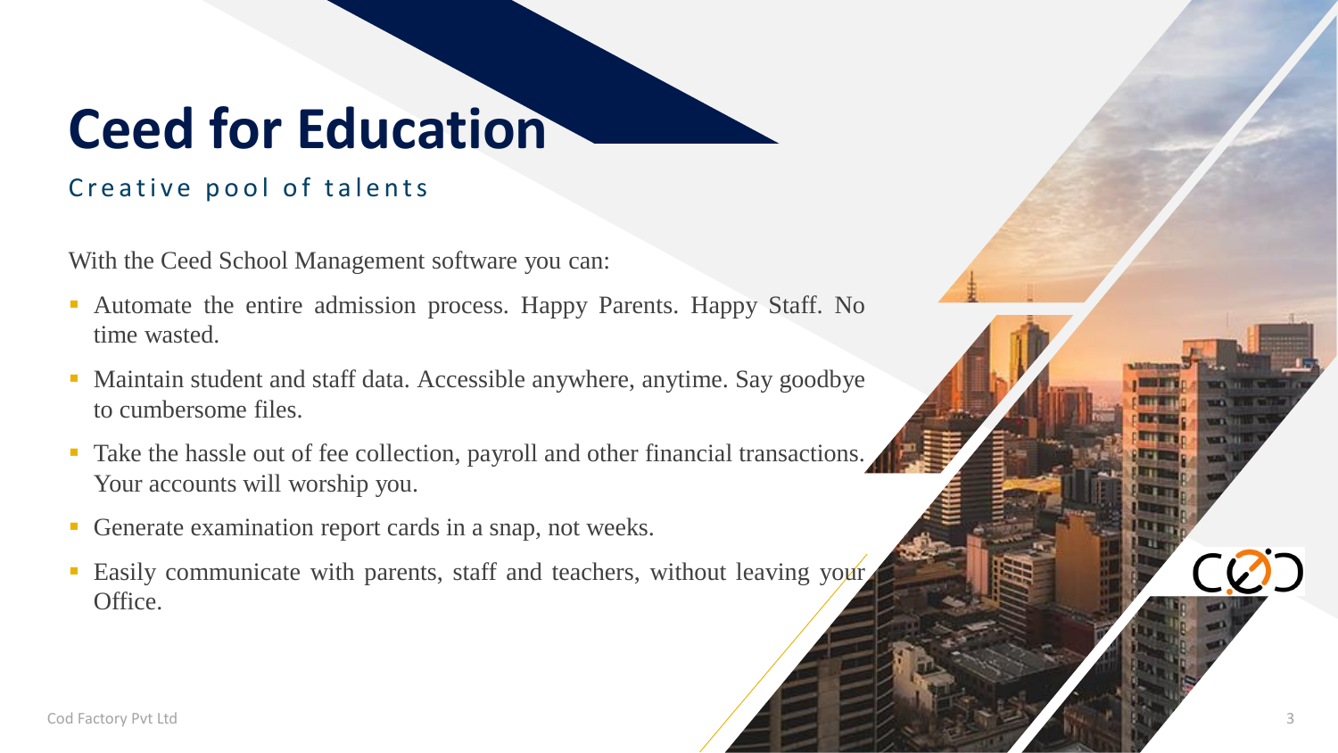# Ceed for Education

Creative pool of talents

With the Ceed School Management software you can:

- Automate the entire admission process. Happy Parents. Happy Staff. No time wasted.
- Maintain student and staff data. Accessible anywhere, anytime. Say goodbye to cumbersome files.
- Take the hassle out of fee collection, payroll and other financial transactions. Your accounts will worship you.
- Generate examination report cards in a snap, not weeks.
- Easily communicate with parents, staff and teachers, without leaving your Office.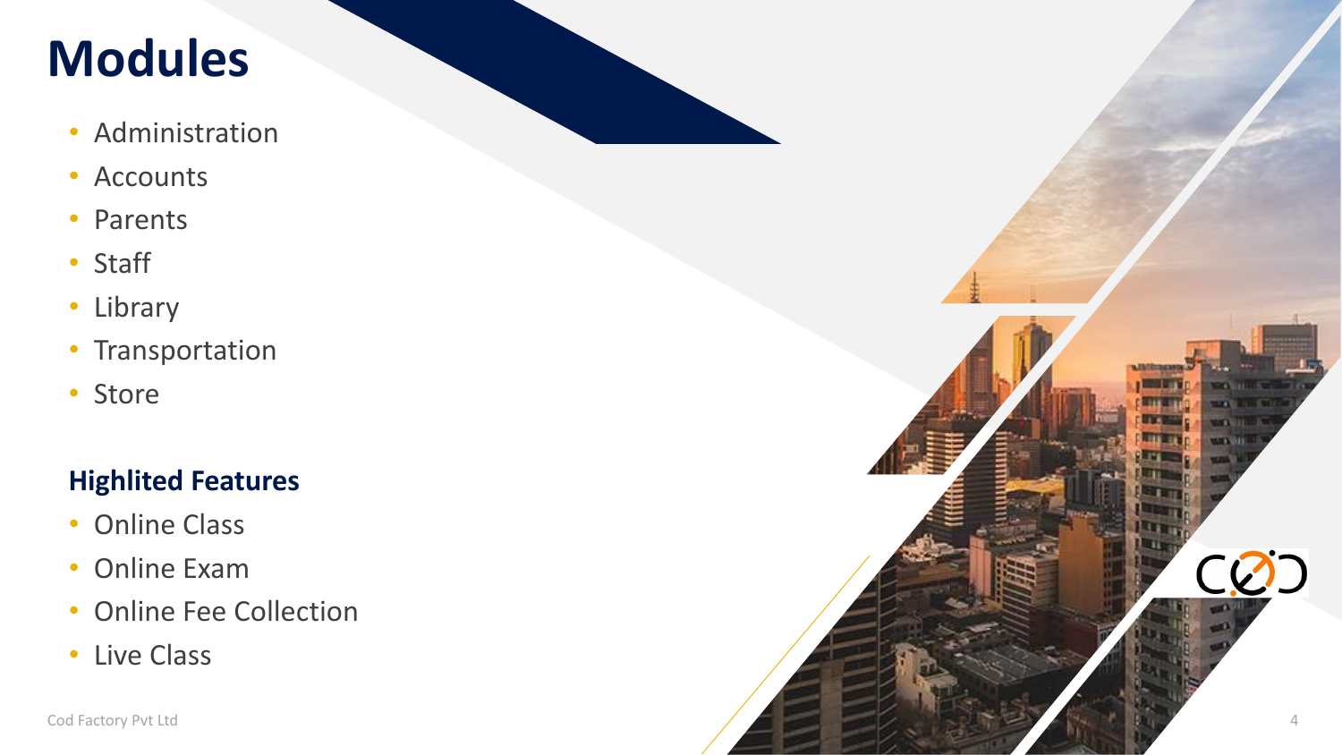# Modules

- Administration
- Accounts
- Parents
- Staff
- Library
- Transportation
- Store

### Highlited Features

- Online Class
- Online Exam
- Online Fee Collection
- Live Class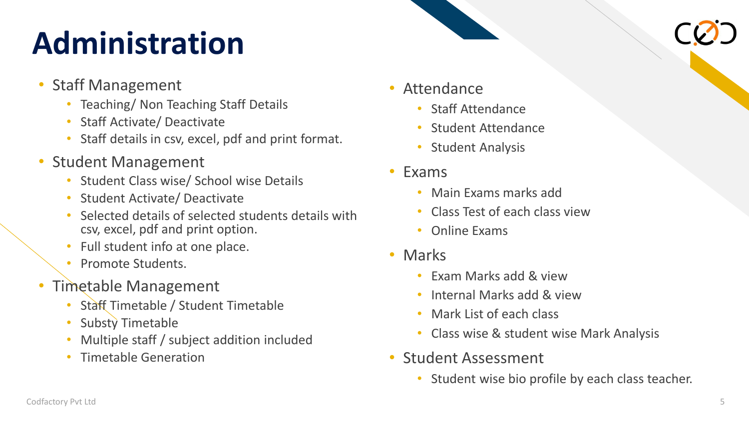# Administration

- Staff Management
  - Teaching/ Non Teaching Staff Details
  - Staff Activate/ Deactivate
  - Staff details in csv, excel, pdf and print format.
- Student Management
  - Student Class wise/ School wise Details
  - Student Activate/ Deactivate
  - Selected details of selected students details with csv, excel, pdf and print option.
  - Full student info at one place.
  - Promote Students.
- Timetable Management
  - Staff Timetable / Student Timetable
  - Substy Timetable
  - Multiple staff / subject addition included
  - Timetable Generation
- Attendance
  - Staff Attendance
  - Student Attendance
  - Student Analysis
- Exams
  - Main Exams marks add
  - Class Test of each class view
  - Online Exams
- Marks
  - Exam Marks add & view
  - Internal Marks add & view
  - Mark List of each class
  - Class wise & student wise Mark Analysis
- Student Assessment
  - Student wise bio profile by each class teacher.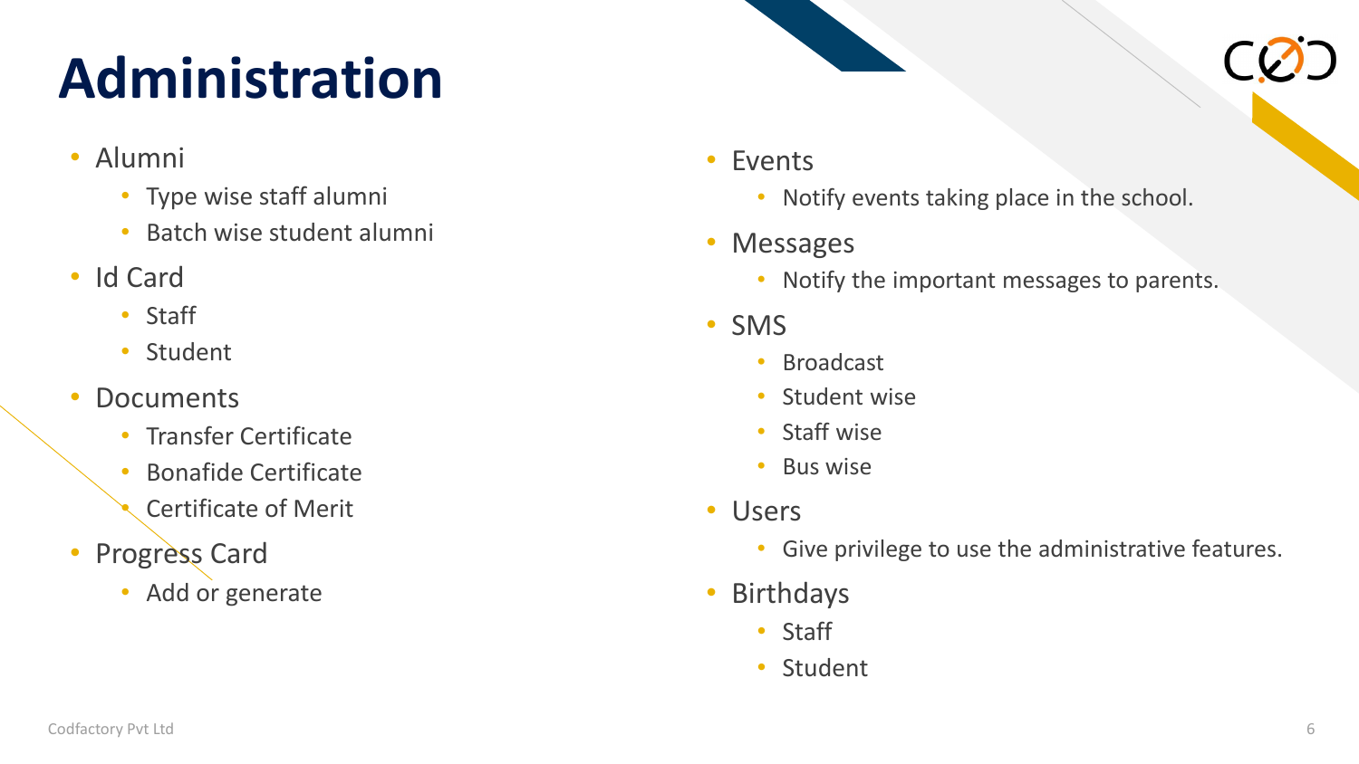# Administration

- Alumni
  - Type wise staff alumni
  - Batch wise student alumni
- Id Card
  - Staff
  - Student
- Documents
  - Transfer Certificate
  - Bonafide Certificate
  - Certificate of Merit
- Progress Card
  - Add or generate
- Events
  - Notify events taking place in the school.
- Messages
  - Notify the important messages to parents.
- SMS
  - Broadcast
  - Student wise
  - Staff wise
  - Bus wise
- Users
  - Give privilege to use the administrative features.
- Birthdays
  - Staff
  - Student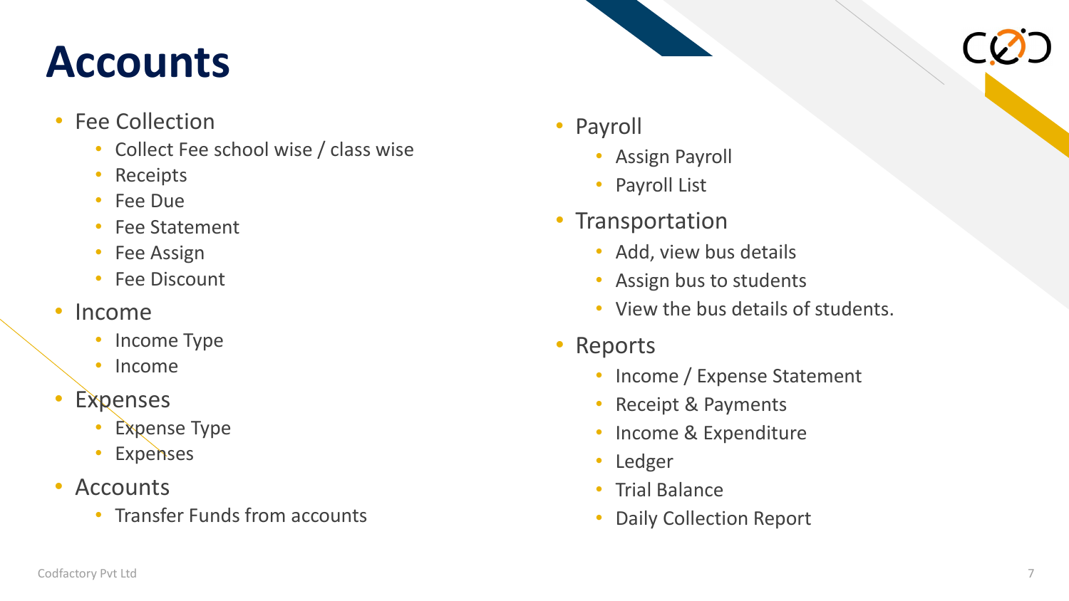# Accounts

- Fee Collection
  - Collect Fee school wise / class wise
  - Receipts
  - Fee Due
  - Fee Statement
  - Fee Assign
  - Fee Discount
- Income
  - Income Type
  - Income
- Expenses
  - Expense Type
  - Expenses
- Accounts
  - Transfer Funds from accounts
- Payroll
  - Assign Payroll
  - Payroll List
- Transportation
  - Add, view bus details
  - Assign bus to students
  - View the bus details of students.
- Reports
  - Income / Expense Statement
  - Receipt & Payments
  - Income & Expenditure
  - Ledger
  - Trial Balance
  - Daily Collection Report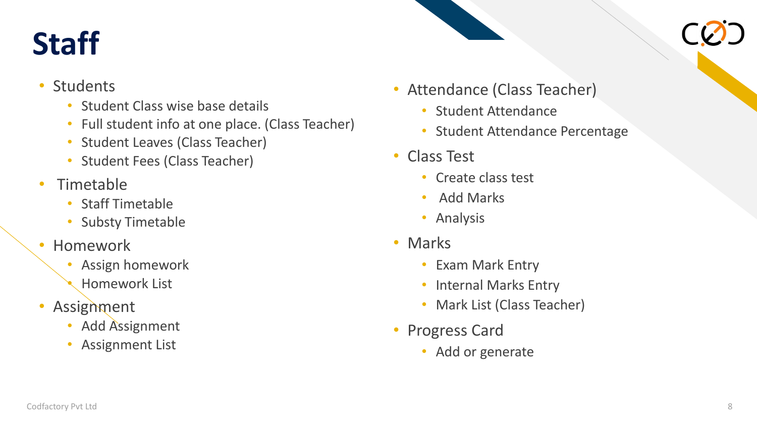# Staff

- Students
  - Student Class wise base details
  - Full student info at one place. (Class Teacher)
  - Student Leaves (Class Teacher)
  - Student Fees (Class Teacher)
- Timetable
  - Staff Timetable
  - Substy Timetable
- Homework
  - Assign homework
  - Homework List
- Assignment
  - Add Assignment
  - Assignment List
- Attendance (Class Teacher)
  - Student Attendance
  - Student Attendance Percentage
- Class Test
  - Create class test
  - Add Marks
  - Analysis
- Marks
  - Exam Mark Entry
  - Internal Marks Entry
  - Mark List (Class Teacher)
- Progress Card
  - Add or generate

Codfactory Pvt Ltd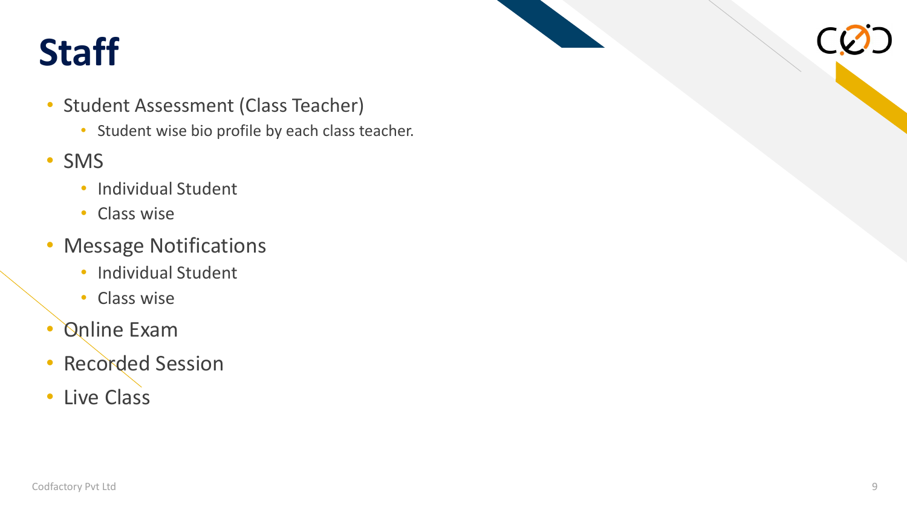# Staff

- Student Assessment (Class Teacher)
  - Student wise bio profile by each class teacher.
- SMS
  - Individual Student
  - Class wise
- Message Notifications
  - Individual Student
  - Class wise
- Online Exam
- Recorded Session
- Live Class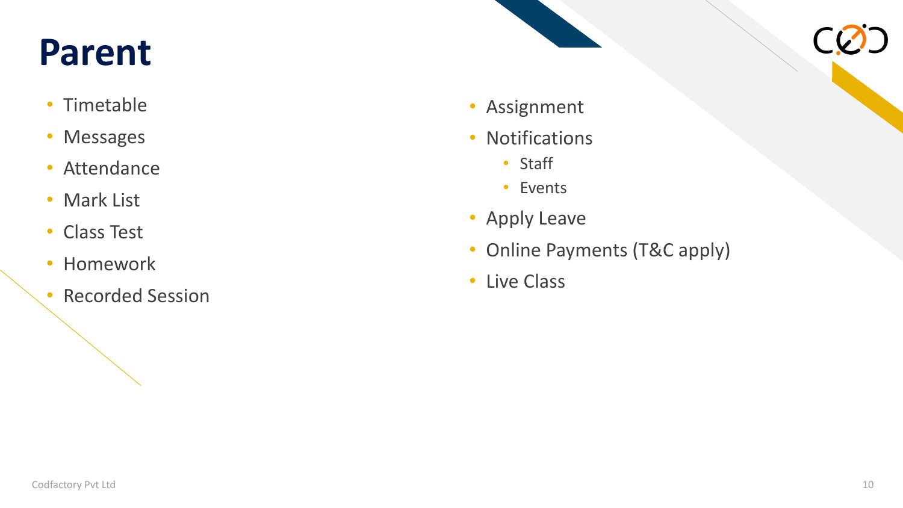# Parent

- Timetable
- Messages
- Attendance
- Mark List
- Class Test
- Homework
- Recorded Session
- Assignment
- Notifications
  - Staff
  - Events
- Apply Leave
- Online Payments (T&C apply)
- Live Class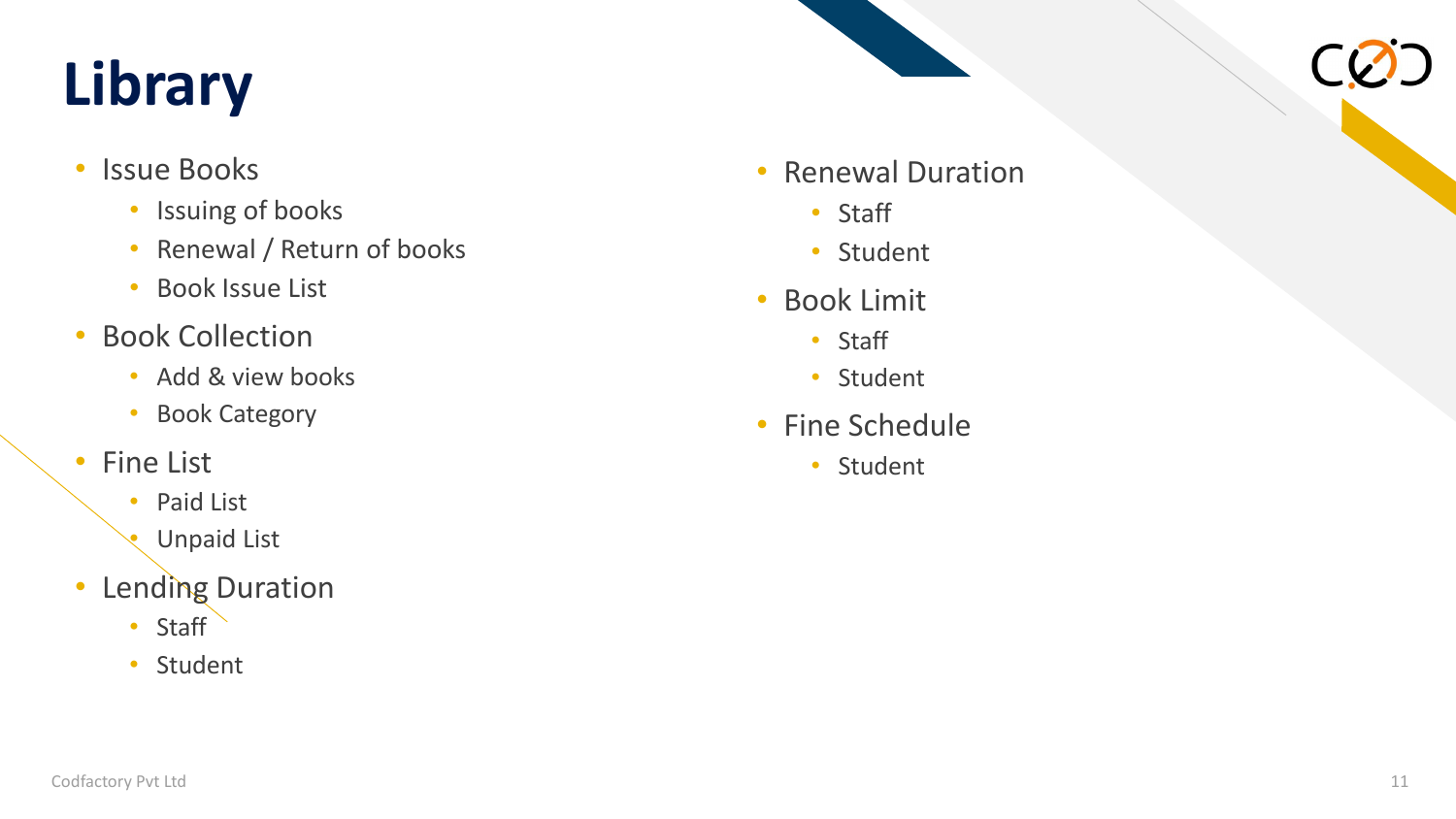# Library

- Issue Books
  - Issuing of books
  - Renewal / Return of books
  - Book Issue List
- Book Collection
  - Add & view books
  - Book Category
- Fine List
  - Paid List
  - Unpaid List
- Lending Duration
  - Staff
  - Student
- Renewal Duration
  - Staff
  - Student
- Book Limit
  - Staff
  - Student
- Fine Schedule
  - Student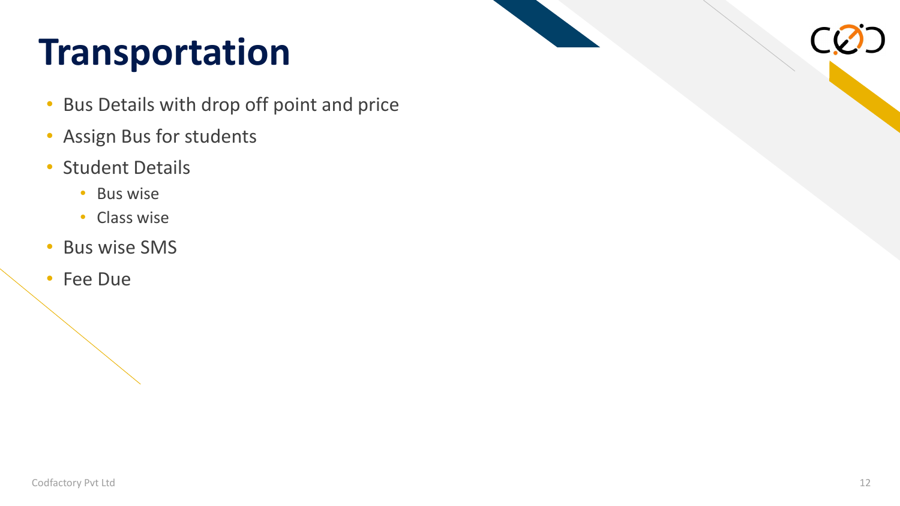# Transportation

- Bus Details with drop off point and price
- Assign Bus for students
- Student Details
  - Bus wise
  - Class wise
- Bus wise SMS
- Fee Due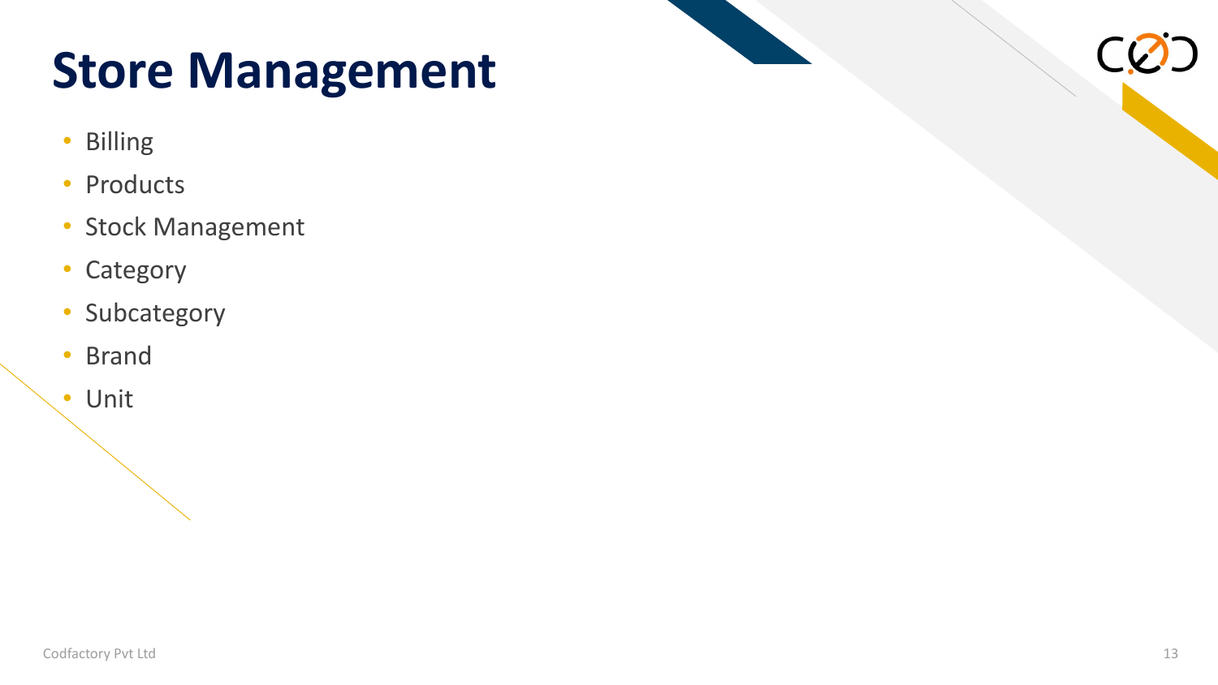# Store Management

- Billing
- Products
- Stock Management
- Category
- Subcategory
- Brand
- Unit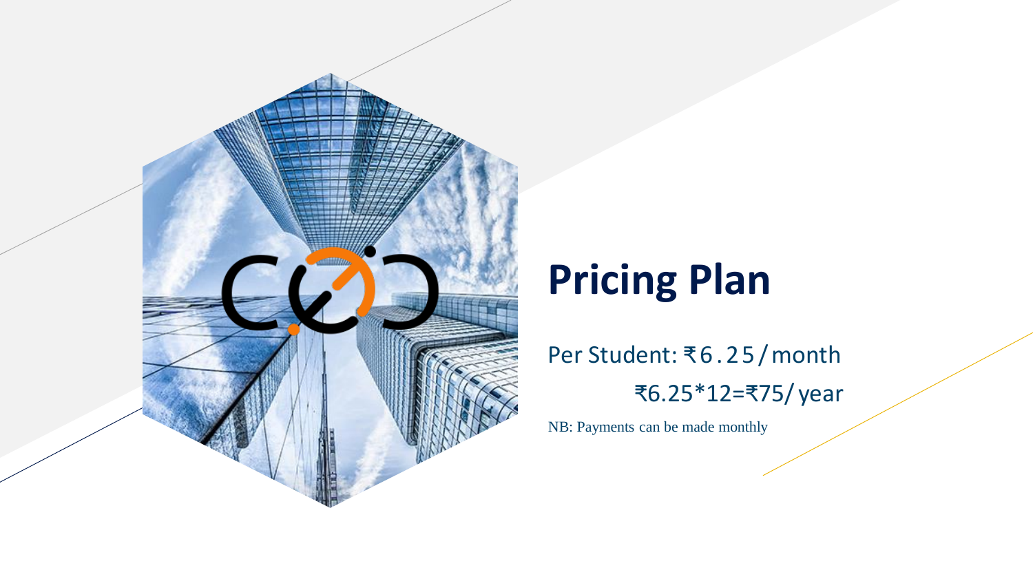# Pricing Plan

Per Student: ₹6.25/month

₹6.25*12=₹75/year

NB: Payments can be made monthly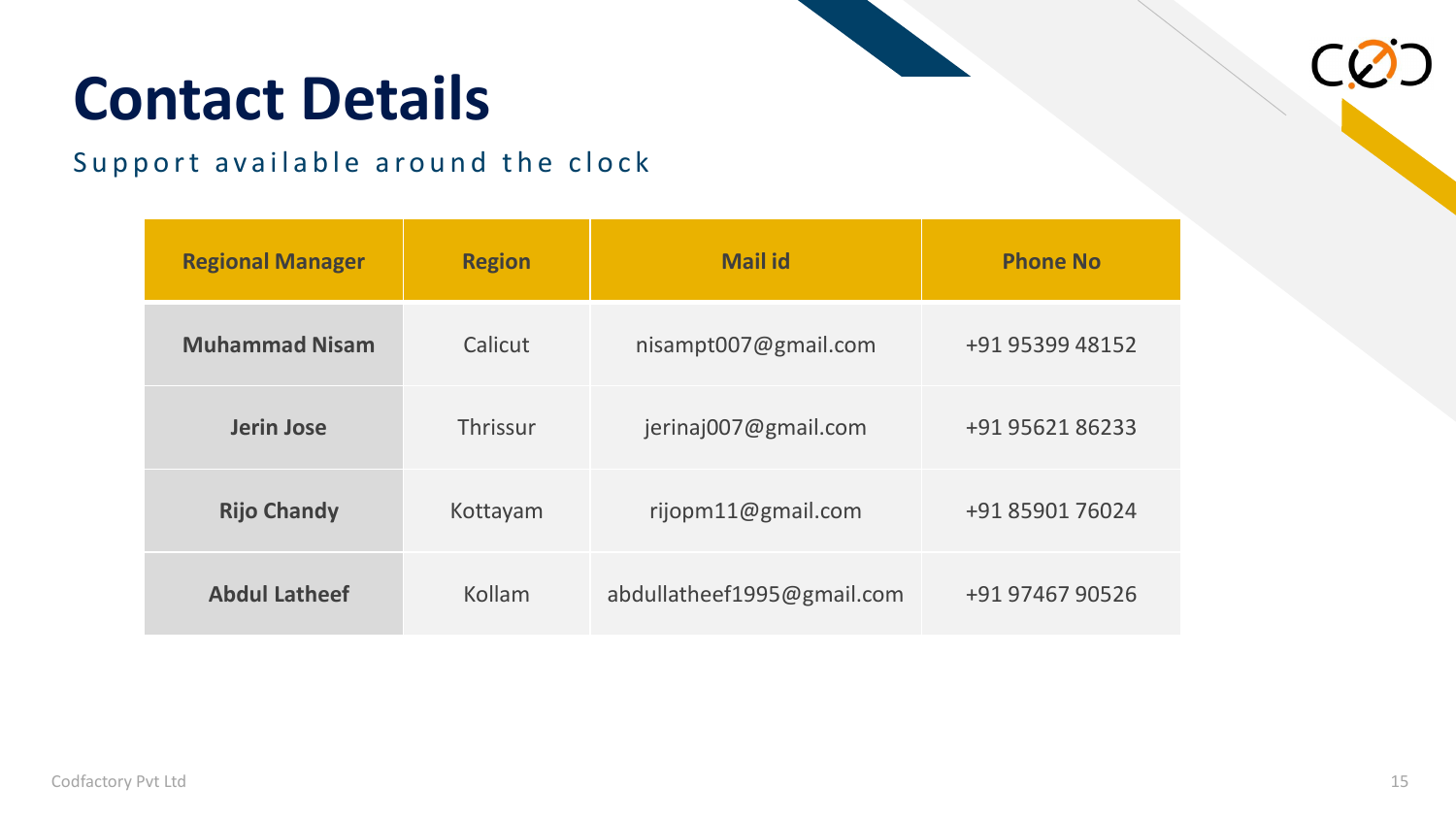# Contact Details

Support available around the clock

| Regional Manager | Region | Mail id | Phone No |
|---|---|---|---|
| **Muhammad Nisam** | Calicut | nisampt007@gmail.com | +91 95399 48152 |
| **Jerin Jose** | Thrissur | jerinaj007@gmail.com | +91 95621 86233 |
| **Rijo Chandy** | Kottayam | rijopm11@gmail.com | +91 85901 76024 |
| **Abdul Latheef** | Kollam | abdullatheef1995@gmail.com | +91 97467 90526 |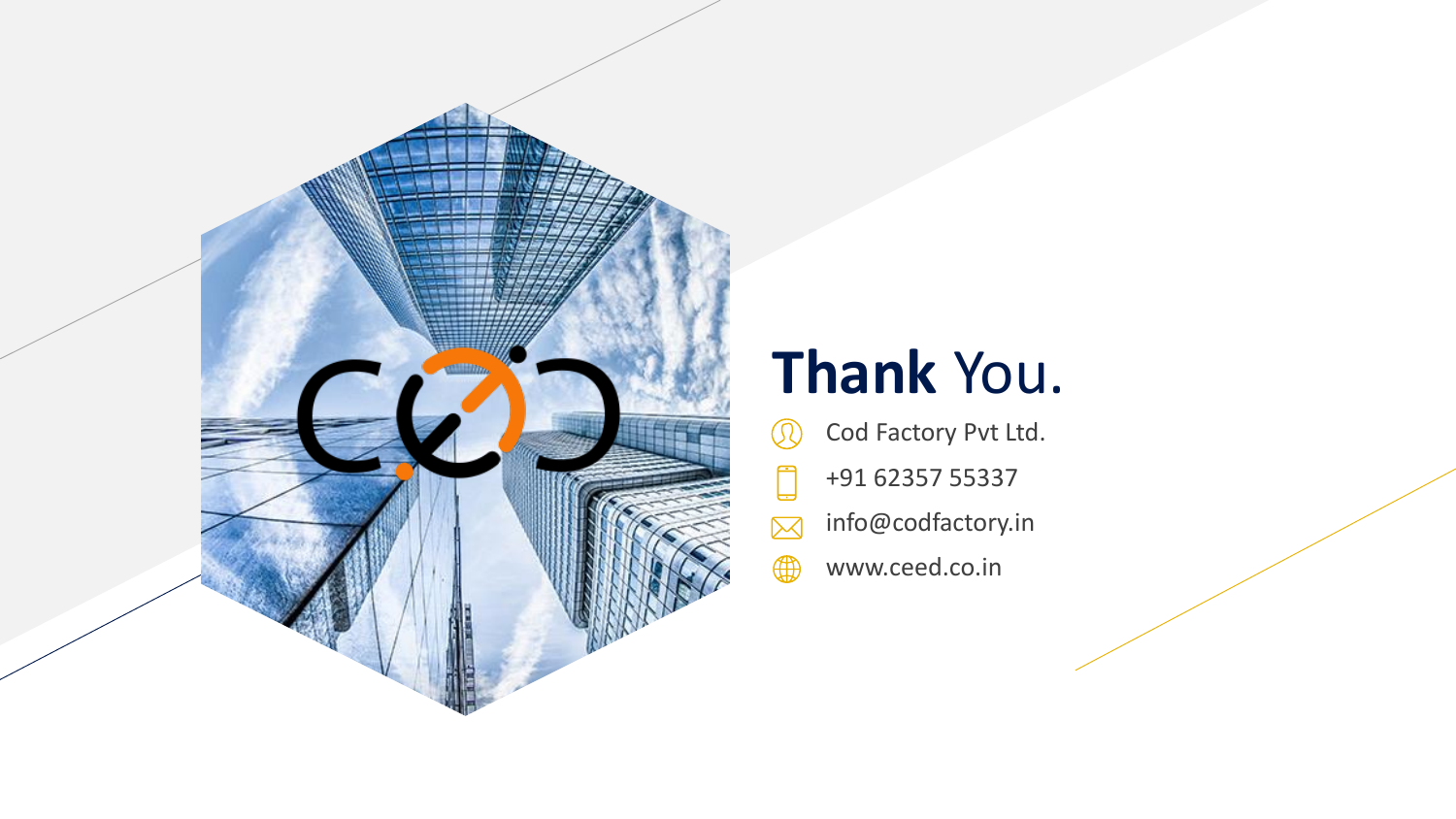# **Thank** You.

- Cod Factory Pvt Ltd.
- +91 62357 55337
- info@codfactory.in
- www.ceed.co.in